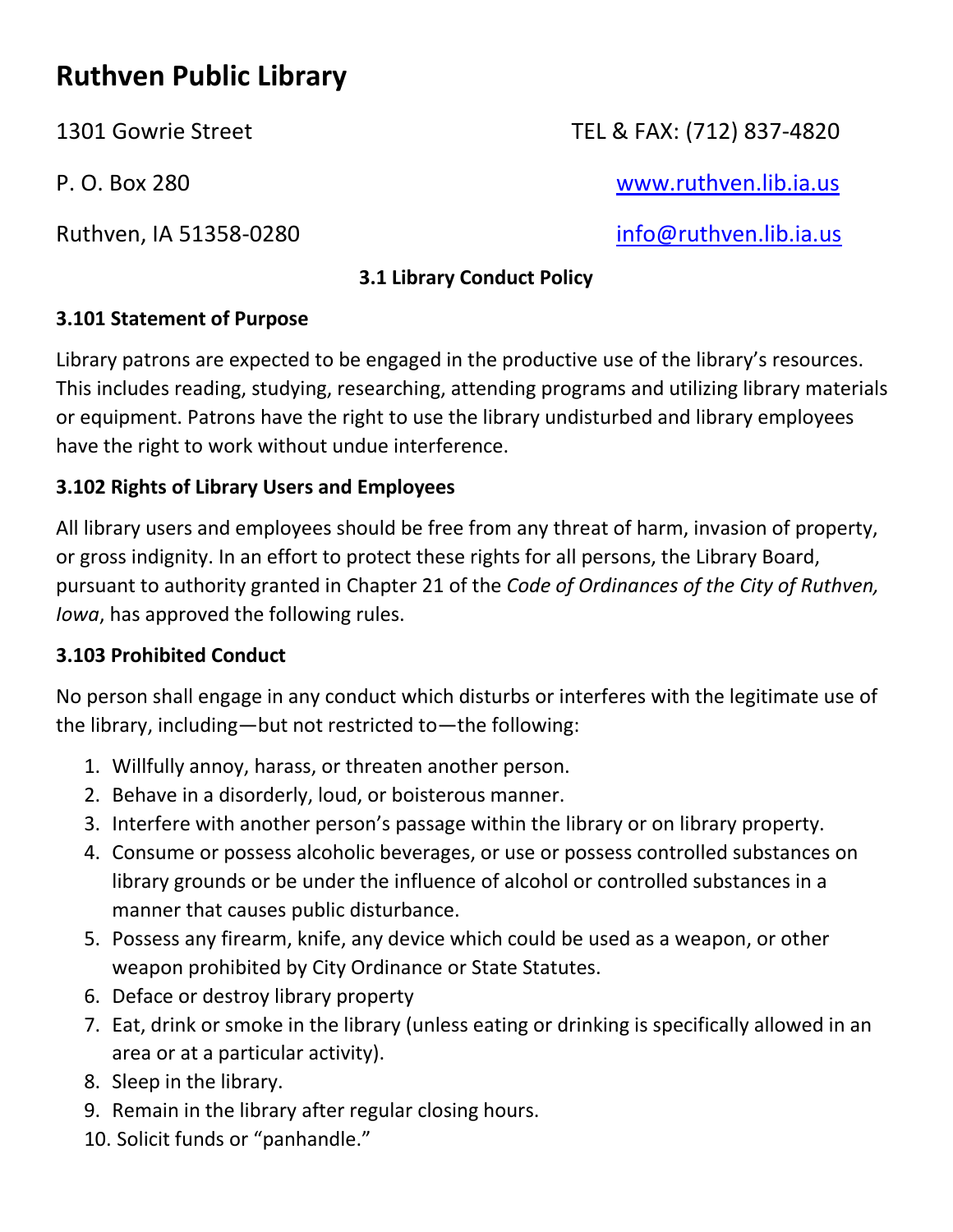# Ruthven Public Library

1301 Gowrie Street

P. O. Box 280

Ruthven, IA 51358-0280

TEL & FAX: (712) 837-4820

www.ruthven.lib.ia.us

info@ruthven.lib.ia.us

## 3.1 Library Conduct Policy

### 3.101 Statement of Purpose

Library patrons are expected to be engaged in the productive use of the library's resources. This includes reading, studying, researching, attending programs and utilizing library materials or equipment. Patrons have the right to use the library undisturbed and library employees have the right to work without undue interference.

### 3.102 Rights of Library Users and Employees

All library users and employees should be free from any threat of harm, invasion of property, or gross indignity. In an effort to protect these rights for all persons, the Library Board, pursuant to authority granted in Chapter 21 of the *Code of Ordinances of the City of Ruthven, Iowa*, has approved the following rules.

### 3.103 Prohibited Conduct

No person shall engage in any conduct which disturbs or interferes with the legitimate use of the library, including—but not restricted to—the following:

1. Willfully annoy, harass, or threaten another person.
2. Behave in a disorderly, loud, or boisterous manner.
3. Interfere with another person's passage within the library or on library property.
4. Consume or possess alcoholic beverages, or use or possess controlled substances on library grounds or be under the influence of alcohol or controlled substances in a manner that causes public disturbance.
5. Possess any firearm, knife, any device which could be used as a weapon, or other weapon prohibited by City Ordinance or State Statutes.
6. Deface or destroy library property
7. Eat, drink or smoke in the library (unless eating or drinking is specifically allowed in an area or at a particular activity).
8. Sleep in the library.
9. Remain in the library after regular closing hours.
10. Solicit funds or "panhandle."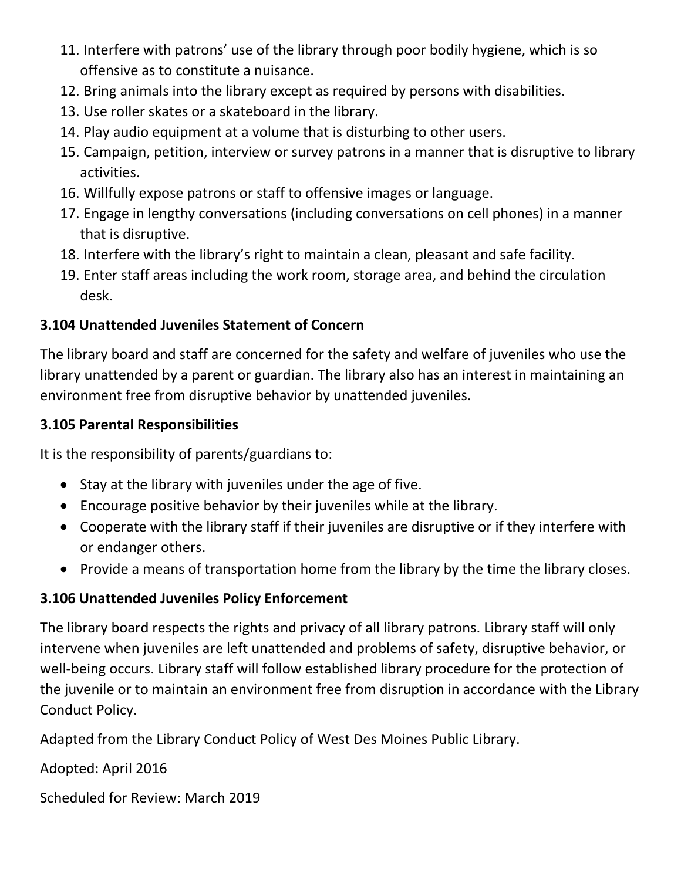11. Interfere with patrons' use of the library through poor bodily hygiene, which is so offensive as to constitute a nuisance.
12. Bring animals into the library except as required by persons with disabilities.
13. Use roller skates or a skateboard in the library.
14. Play audio equipment at a volume that is disturbing to other users.
15. Campaign, petition, interview or survey patrons in a manner that is disruptive to library activities.
16. Willfully expose patrons or staff to offensive images or language.
17. Engage in lengthy conversations (including conversations on cell phones) in a manner that is disruptive.
18. Interfere with the library's right to maintain a clean, pleasant and safe facility.
19. Enter staff areas including the work room, storage area, and behind the circulation desk.

### 3.104 Unattended Juveniles Statement of Concern

The library board and staff are concerned for the safety and welfare of juveniles who use the library unattended by a parent or guardian. The library also has an interest in maintaining an environment free from disruptive behavior by unattended juveniles.

### 3.105 Parental Responsibilities

It is the responsibility of parents/guardians to:

- Stay at the library with juveniles under the age of five.
- Encourage positive behavior by their juveniles while at the library.
- Cooperate with the library staff if their juveniles are disruptive or if they interfere with or endanger others.
- Provide a means of transportation home from the library by the time the library closes.

### 3.106 Unattended Juveniles Policy Enforcement

The library board respects the rights and privacy of all library patrons. Library staff will only intervene when juveniles are left unattended and problems of safety, disruptive behavior, or well-being occurs. Library staff will follow established library procedure for the protection of the juvenile or to maintain an environment free from disruption in accordance with the Library Conduct Policy.

Adapted from the Library Conduct Policy of West Des Moines Public Library.

Adopted: April 2016

Scheduled for Review: March 2019